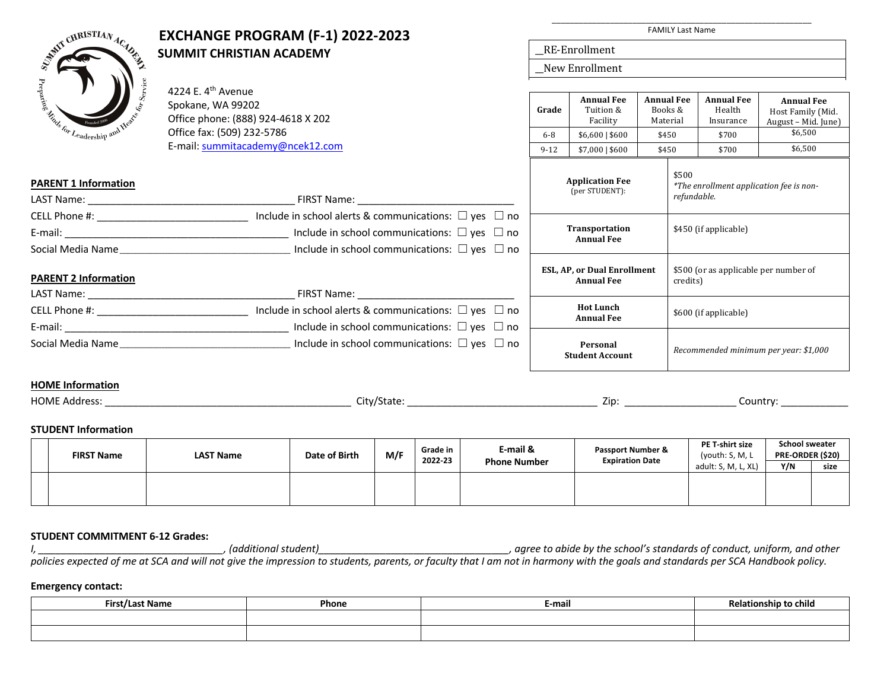# EXCHANGE PROGRAM (F-1) 2022-2023

## SUMMIT CHRISTIAN ACADEMY

4224 E. 4th Avenue
Spokane, WA 99202
Office phone: (888) 924-4618 X 202
Office fax: (509) 232-5786
E-mail: summitacademy@ncek12.com

______________________________________________
FAMILY Last Name

| __RE-Enrollment |
|---|
| __New Enrollment |

| Grade | Annual Fee Tuition & Facility | Annual Fee Books & Material | Annual Fee Health Insurance | Annual Fee Host Family (Mid. August – Mid. June) |
|---|---|---|---|---|
| 6-8 | $6,600 \| $600 | $450 | $700 | $6,500 |
| 9-12 | $7,000 \| $600 | $450 | $700 | $6,500 |

| | |
|---|---|
| **Application Fee** (per STUDENT): | $500 *\*The enrollment application fee is non-refundable.* |
| **Transportation Annual Fee** | $450 (if applicable) |
| **ESL, AP, or Dual Enrollment Annual Fee** | $500 (or as applicable per number of credits) |
| **Hot Lunch Annual Fee** | $600 (if applicable) |
| **Personal Student Account** | *Recommended minimum per year: $1,000* |

### PARENT 1 Information

LAST Name: ________________________________ FIRST Name: ________________________

CELL Phone #: ________________________ Include in school alerts & communications: ☐ yes ☐ no

E-mail: ________________________________ Include in school communications: ☐ yes ☐ no

Social Media Name ________________________ Include in school communications: ☐ yes ☐ no

### PARENT 2 Information

LAST Name: ________________________________ FIRST Name: ________________________

CELL Phone #: ________________________ Include in school alerts & communications: ☐ yes ☐ no

E-mail: ________________________________ Include in school communications: ☐ yes ☐ no

Social Media Name ________________________ Include in school communications: ☐ yes ☐ no

### HOME Information

HOME Address: ________________________________ City/State: ________________________ Zip: ________________ Country: __________

### STUDENT Information

| | FIRST Name | LAST Name | Date of Birth | M/F | Grade in 2022-23 | E-mail & Phone Number | Passport Number & Expiration Date | PE T-shirt size (youth: S, M, L adult: S, M, L, XL) | School sweater PRE-ORDER ($20) | |
|---|---|---|---|---|---|---|---|---|---|---|
| | | | | | | | | | Y/N | size |
| | | | | | | | | | | |

### STUDENT COMMITMENT 6-12 Grades:

*I, ______________________________, (additional student)______________________________, agree to abide by the school's standards of conduct, uniform, and other policies expected of me at SCA and will not give the impression to students, parents, or faculty that I am not in harmony with the goals and standards per SCA Handbook policy.*

### Emergency contact:

| First/Last Name | Phone | E-mail | Relationship to child |
|---|---|---|---|
| | | | |
| | | | |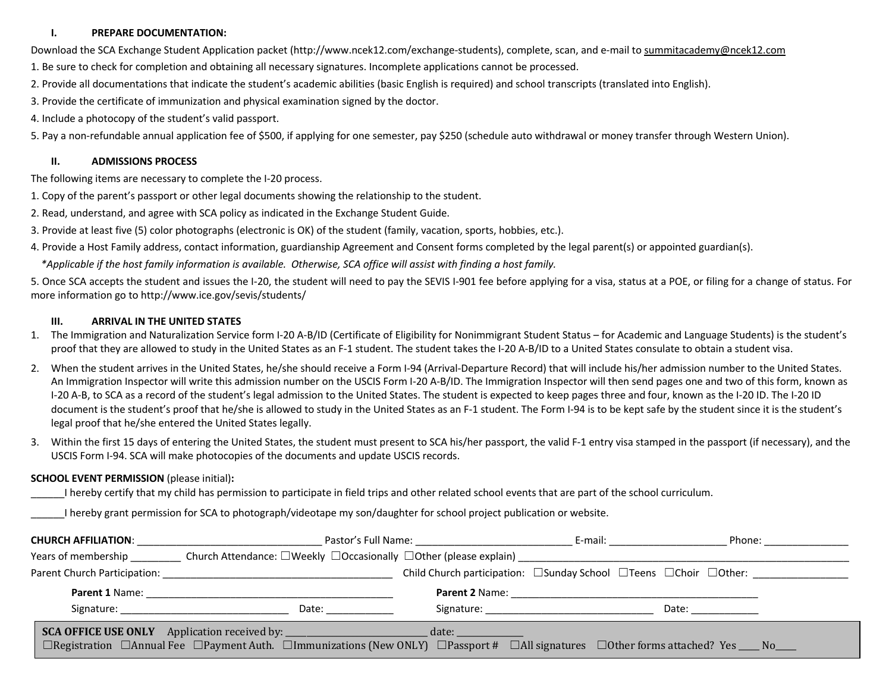### I. PREPARE DOCUMENTATION:

Download the SCA Exchange Student Application packet (http://www.ncek12.com/exchange-students), complete, scan, and e-mail to summitacademy@ncek12.com

1. Be sure to check for completion and obtaining all necessary signatures. Incomplete applications cannot be processed.
2. Provide all documentations that indicate the student's academic abilities (basic English is required) and school transcripts (translated into English).
3. Provide the certificate of immunization and physical examination signed by the doctor.
4. Include a photocopy of the student's valid passport.
5. Pay a non-refundable annual application fee of $500, if applying for one semester, pay $250 (schedule auto withdrawal or money transfer through Western Union).

### II. ADMISSIONS PROCESS

The following items are necessary to complete the I-20 process.

1. Copy of the parent's passport or other legal documents showing the relationship to the student.
2. Read, understand, and agree with SCA policy as indicated in the Exchange Student Guide.
3. Provide at least five (5) color photographs (electronic is OK) of the student (family, vacation, sports, hobbies, etc.).
4. Provide a Host Family address, contact information, guardianship Agreement and Consent forms completed by the legal parent(s) or appointed guardian(s).
   *\*Applicable if the host family information is available. Otherwise, SCA office will assist with finding a host family.*
5. Once SCA accepts the student and issues the I-20, the student will need to pay the SEVIS I-901 fee before applying for a visa, status at a POE, or filing for a change of status. For more information go to http://www.ice.gov/sevis/students/

### III. ARRIVAL IN THE UNITED STATES

1. The Immigration and Naturalization Service form I-20 A-B/ID (Certificate of Eligibility for Nonimmigrant Student Status – for Academic and Language Students) is the student's proof that they are allowed to study in the United States as an F-1 student. The student takes the I-20 A-B/ID to a United States consulate to obtain a student visa.
2. When the student arrives in the United States, he/she should receive a Form I-94 (Arrival-Departure Record) that will include his/her admission number to the United States. An Immigration Inspector will write this admission number on the USCIS Form I-20 A-B/ID. The Immigration Inspector will then send pages one and two of this form, known as I-20 A-B, to SCA as a record of the student's legal admission to the United States. The student is expected to keep pages three and four, known as the I-20 ID. The I-20 ID document is the student's proof that he/she is allowed to study in the United States as an F-1 student. The Form I-94 is to be kept safe by the student since it is the student's legal proof that he/she entered the United States legally.
3. Within the first 15 days of entering the United States, the student must present to SCA his/her passport, the valid F-1 entry visa stamped in the passport (if necessary), and the USCIS Form I-94. SCA will make photocopies of the documents and update USCIS records.

**SCHOOL EVENT PERMISSION** (please initial)**:**

______I hereby certify that my child has permission to participate in field trips and other related school events that are part of the school curriculum.

______I hereby grant permission for SCA to photograph/videotape my son/daughter for school project publication or website.

**CHURCH AFFILIATION**: ________________________________ Pastor's Full Name: ____________________________ E-mail: _____________________ Phone: _______________

Years of membership _________ Church Attendance: ☐Weekly ☐Occasionally ☐Other (please explain) ________________________________________________________________

Parent Church Participation: __________________________________________ Child Church participation: ☐Sunday School ☐Teens ☐Choir ☐Other: _________________

**Parent 1** Name: ______________________________________________ **Parent 2** Name: ______________________________________________

Signature: ______________________________ Date: ____________ Signature: ______________________________ Date: ____________

**SCA OFFICE USE ONLY** Application received by: __________________________ date: ____________
☐Registration ☐Annual Fee ☐Payment Auth. ☐Immunizations (New ONLY) ☐Passport # ☐All signatures ☐Other forms attached? Yes ____ No____